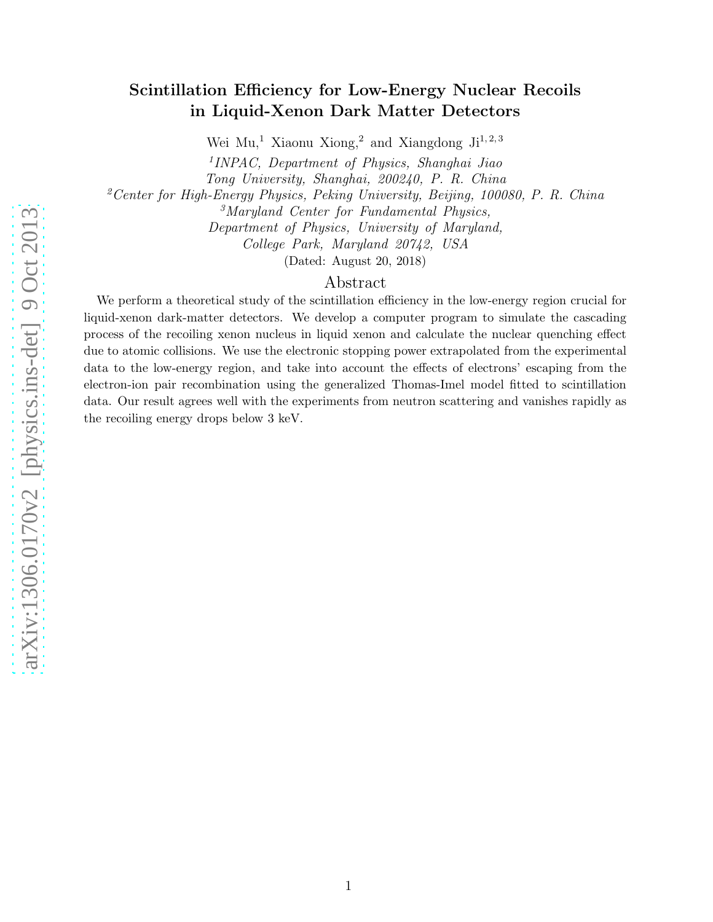# Scintillation Efficiency for Low-Energy Nuclear Recoils in Liquid-Xenon Dark Matter Detectors

Wei Mu,[1] Xiaonu Xiong,[2] and Xiangdong Ji[1,2,3]

[1] *INPAC, Department of Physics, Shanghai Jiao Tong University, Shanghai, 200240, P. R. China*

[2] *Center for High-Energy Physics, Peking University, Beijing, 100080, P. R. China*

[3] *Maryland Center for Fundamental Physics, Department of Physics, University of Maryland, College Park, Maryland 20742, USA*

(Dated: August 20, 2018)

## Abstract

We perform a theoretical study of the scintillation efficiency in the low-energy region crucial for liquid-xenon dark-matter detectors. We develop a computer program to simulate the cascading process of the recoiling xenon nucleus in liquid xenon and calculate the nuclear quenching effect due to atomic collisions. We use the electronic stopping power extrapolated from the experimental data to the low-energy region, and take into account the effects of electrons' escaping from the electron-ion pair recombination using the generalized Thomas-Imel model fitted to scintillation data. Our result agrees well with the experiments from neutron scattering and vanishes rapidly as the recoiling energy drops below 3 keV.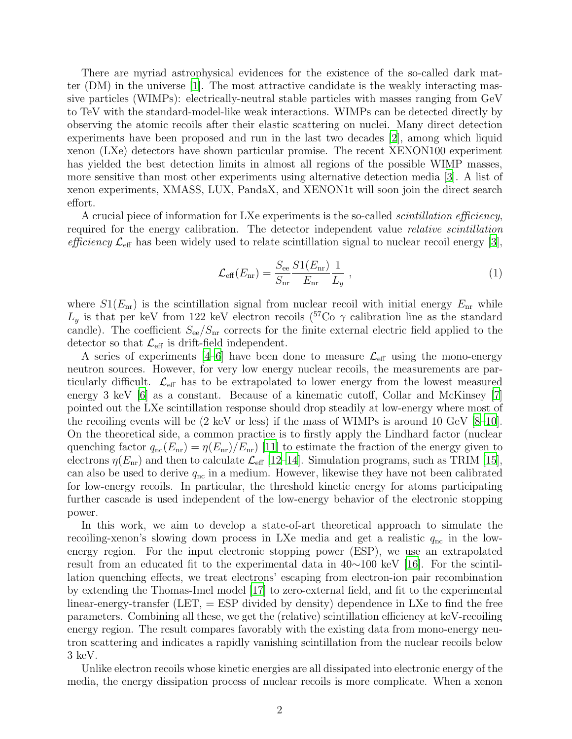There are myriad astrophysical evidences for the existence of the so-called dark matter (DM) in the universe [1]. The most attractive candidate is the weakly interacting massive particles (WIMPs): electrically-neutral stable particles with masses ranging from GeV to TeV with the standard-model-like weak interactions. WIMPs can be detected directly by observing the atomic recoils after their elastic scattering on nuclei. Many direct detection experiments have been proposed and run in the last two decades [2], among which liquid xenon (LXe) detectors have shown particular promise. The recent XENON100 experiment has yielded the best detection limits in almost all regions of the possible WIMP masses, more sensitive than most other experiments using alternative detection media [3]. A list of xenon experiments, XMASS, LUX, PandaX, and XENON1t will soon join the direct search effort.

A crucial piece of information for LXe experiments is the so-called *scintillation efficiency*, required for the energy calibration. The detector independent value *relative scintillation efficiency* $\mathcal{L}_{\rm eff}$ has been widely used to relate scintillation signal to nuclear recoil energy [3],

$$\mathcal{L}_{\rm eff}(E_{\rm nr}) = \frac{S_{\rm ee}}{S_{\rm nr}} \frac{S1(E_{\rm nr})}{E_{\rm nr}} \frac{1}{L_y} , \tag{1}$$

where $S1(E_{\rm nr})$ is the scintillation signal from nuclear recoil with initial energy $E_{\rm nr}$ while $L_y$ is that per keV from 122 keV electron recoils ($^{57}$Co $\gamma$ calibration line as the standard candle). The coefficient $S_{\rm ee}/S_{\rm nr}$ corrects for the finite external electric field applied to the detector so that $\mathcal{L}_{\rm eff}$ is drift-field independent.

A series of experiments [4–6] have been done to measure $\mathcal{L}_{\rm eff}$ using the mono-energy neutron sources. However, for very low energy nuclear recoils, the measurements are particularly difficult. $\mathcal{L}_{\rm eff}$ has to be extrapolated to lower energy from the lowest measured energy 3 keV [6] as a constant. Because of a kinematic cutoff, Collar and McKinsey [7] pointed out the LXe scintillation response should drop steadily at low-energy where most of the recoiling events will be (2 keV or less) if the mass of WIMPs is around 10 GeV [8–10]. On the theoretical side, a common practice is to firstly apply the Lindhard factor (nuclear quenching factor $q_{\rm nc}(E_{\rm nr}) = \eta(E_{\rm nr})/E_{\rm nr}$) [11] to estimate the fraction of the energy given to electrons $\eta(E_{\rm nr})$ and then to calculate $\mathcal{L}_{\rm eff}$ [12–14]. Simulation programs, such as TRIM [15], can also be used to derive $q_{\rm nc}$ in a medium. However, likewise they have not been calibrated for low-energy recoils. In particular, the threshold kinetic energy for atoms participating further cascade is used independent of the low-energy behavior of the electronic stopping power.

In this work, we aim to develop a state-of-art theoretical approach to simulate the recoiling-xenon's slowing down process in LXe media and get a realistic $q_{\rm nc}$ in the low-energy region. For the input electronic stopping power (ESP), we use an extrapolated result from an educated fit to the experimental data in 40∼100 keV [16]. For the scintillation quenching effects, we treat electrons' escaping from electron-ion pair recombination by extending the Thomas-Imel model [17] to zero-external field, and fit to the experimental linear-energy-transfer (LET, = ESP divided by density) dependence in LXe to find the free parameters. Combining all these, we get the (relative) scintillation efficiency at keV-recoiling energy region. The result compares favorably with the existing data from mono-energy neutron scattering and indicates a rapidly vanishing scintillation from the nuclear recoils below 3 keV.

Unlike electron recoils whose kinetic energies are all dissipated into electronic energy of the media, the energy dissipation process of nuclear recoils is more complicate. When a xenon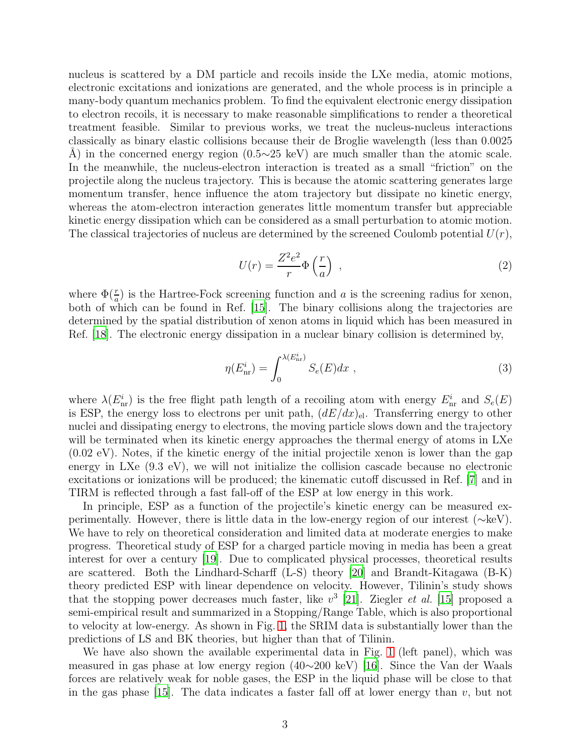nucleus is scattered by a DM particle and recoils inside the LXe media, atomic motions, electronic excitations and ionizations are generated, and the whole process is in principle a many-body quantum mechanics problem. To find the equivalent electronic energy dissipation to electron recoils, it is necessary to make reasonable simplifications to render a theoretical treatment feasible. Similar to previous works, we treat the nucleus-nucleus interactions classically as binary elastic collisions because their de Broglie wavelength (less than 0.0025 Å) in the concerned energy region (0.5∼25 keV) are much smaller than the atomic scale. In the meanwhile, the nucleus-electron interaction is treated as a small "friction" on the projectile along the nucleus trajectory. This is because the atomic scattering generates large momentum transfer, hence influence the atom trajectory but dissipate no kinetic energy, whereas the atom-electron interaction generates little momentum transfer but appreciable kinetic energy dissipation which can be considered as a small perturbation to atomic motion. The classical trajectories of nucleus are determined by the screened Coulomb potential $U(r)$,

$$U(r) = \frac{Z^2 e^2}{r} \Phi\left(\frac{r}{a}\right) \ , \tag{2}$$

where $\Phi(\frac{r}{a})$ is the Hartree-Fock screening function and $a$ is the screening radius for xenon, both of which can be found in Ref. [15]. The binary collisions along the trajectories are determined by the spatial distribution of xenon atoms in liquid which has been measured in Ref. [18]. The electronic energy dissipation in a nuclear binary collision is determined by,

$$\eta(E^i_{\rm nr}) = \int_0^{\lambda(E^i_{\rm nr})} S_e(E) dx \ , \tag{3}$$

where $\lambda(E^i_{\rm nr})$ is the free flight path length of a recoiling atom with energy $E^i_{\rm nr}$ and $S_e(E)$ is ESP, the energy loss to electrons per unit path, $(dE/dx)_{\rm el}$. Transferring energy to other nuclei and dissipating energy to electrons, the moving particle slows down and the trajectory will be terminated when its kinetic energy approaches the thermal energy of atoms in LXe (0.02 eV). Notes, if the kinetic energy of the initial projectile xenon is lower than the gap energy in LXe (9.3 eV), we will not initialize the collision cascade because no electronic excitations or ionizations will be produced; the kinematic cutoff discussed in Ref. [7] and in TIRM is reflected through a fast fall-off of the ESP at low energy in this work.

In principle, ESP as a function of the projectile's kinetic energy can be measured experimentally. However, there is little data in the low-energy region of our interest (∼keV). We have to rely on theoretical consideration and limited data at moderate energies to make progress. Theoretical study of ESP for a charged particle moving in media has been a great interest for over a century [19]. Due to complicated physical processes, theoretical results are scattered. Both the Lindhard-Scharff (L-S) theory [20] and Brandt-Kitagawa (B-K) theory predicted ESP with linear dependence on velocity. However, Tilinin's study shows that the stopping power decreases much faster, like $v^3$ [21]. Ziegler *et al.* [15] proposed a semi-empirical result and summarized in a Stopping/Range Table, which is also proportional to velocity at low-energy. As shown in Fig. 1, the SRIM data is substantially lower than the predictions of LS and BK theories, but higher than that of Tilinin.

We have also shown the available experimental data in Fig. 1 (left panel), which was measured in gas phase at low energy region (40∼200 keV) [16]. Since the Van der Waals forces are relatively weak for noble gases, the ESP in the liquid phase will be close to that in the gas phase [15]. The data indicates a faster fall off at lower energy than $v$, but not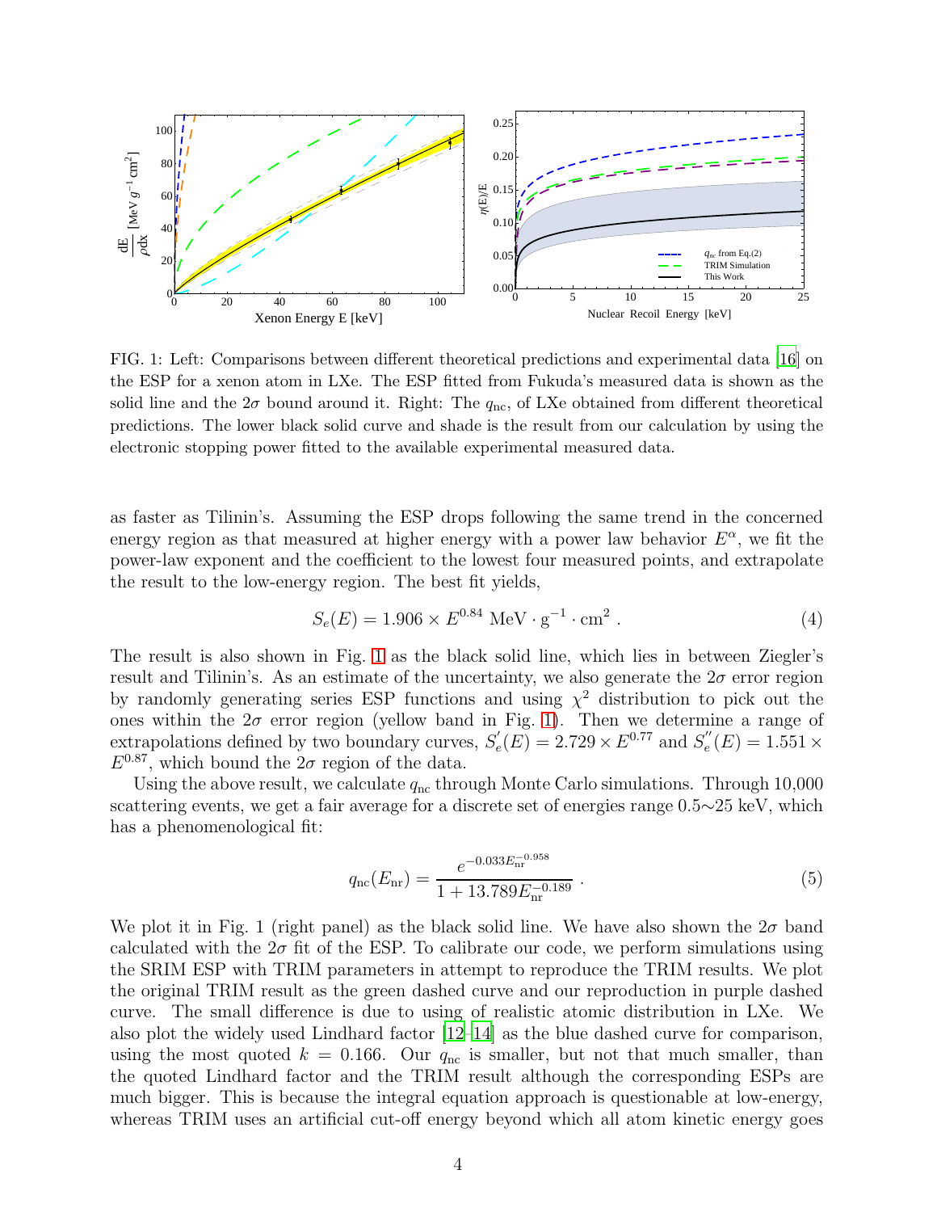Xenon Energy E [keV]

$\frac{dE}{\rho dx}$ [MeV $g^{-1}$ cm$^2$]

0 20 40 60 80 100

0 20 40 60 80 100

Nuclear Recoil Energy [keV]

$\eta(E)/E$

0.00 0.05 0.10 0.15 0.20 0.25

0 5 10 15 20 25

$q_{nc}$ from Eq.(2)

TRIM Simulation

This Work

FIG. 1: Left: Comparisons between different theoretical predictions and experimental data [16] on the ESP for a xenon atom in LXe. The ESP fitted from Fukuda's measured data is shown as the solid line and the $2\sigma$ bound around it. Right: The $q_{\rm nc}$, of LXe obtained from different theoretical predictions. The lower black solid curve and shade is the result from our calculation by using the electronic stopping power fitted to the available experimental measured data.

as faster as Tilinin's. Assuming the ESP drops following the same trend in the concerned energy region as that measured at higher energy with a power law behavior $E^{\alpha}$, we fit the power-law exponent and the coefficient to the lowest four measured points, and extrapolate the result to the low-energy region. The best fit yields,

$$S_e(E) = 1.906 \times E^{0.84}\ \mathrm{MeV \cdot g^{-1} \cdot cm^2}\ . \tag{4}$$

The result is also shown in Fig. 1 as the black solid line, which lies in between Ziegler's result and Tilinin's. As an estimate of the uncertainty, we also generate the $2\sigma$ error region by randomly generating series ESP functions and using $\chi^2$ distribution to pick out the ones within the $2\sigma$ error region (yellow band in Fig. 1). Then we determine a range of extrapolations defined by two boundary curves, $S_e^{'}(E) = 2.729 \times E^{0.77}$ and $S_e^{''}(E) = 1.551 \times E^{0.87}$, which bound the $2\sigma$ region of the data.

Using the above result, we calculate $q_{\rm nc}$ through Monte Carlo simulations. Through 10,000 scattering events, we get a fair average for a discrete set of energies range 0.5$\sim$25 keV, which has a phenomenological fit:

$$q_{\rm nc}(E_{\rm nr}) = \frac{e^{-0.033E_{\rm nr}^{-0.958}}}{1 + 13.789E_{\rm nr}^{-0.189}}\ . \tag{5}$$

We plot it in Fig. 1 (right panel) as the black solid line. We have also shown the $2\sigma$ band calculated with the $2\sigma$ fit of the ESP. To calibrate our code, we perform simulations using the SRIM ESP with TRIM parameters in attempt to reproduce the TRIM results. We plot the original TRIM result as the green dashed curve and our reproduction in purple dashed curve. The small difference is due to using of realistic atomic distribution in LXe. We also plot the widely used Lindhard factor [12–14] as the blue dashed curve for comparison, using the most quoted $k = 0.166$. Our $q_{\rm nc}$ is smaller, but not that much smaller, than the quoted Lindhard factor and the TRIM result although the corresponding ESPs are much bigger. This is because the integral equation approach is questionable at low-energy, whereas TRIM uses an artificial cut-off energy beyond which all atom kinetic energy goes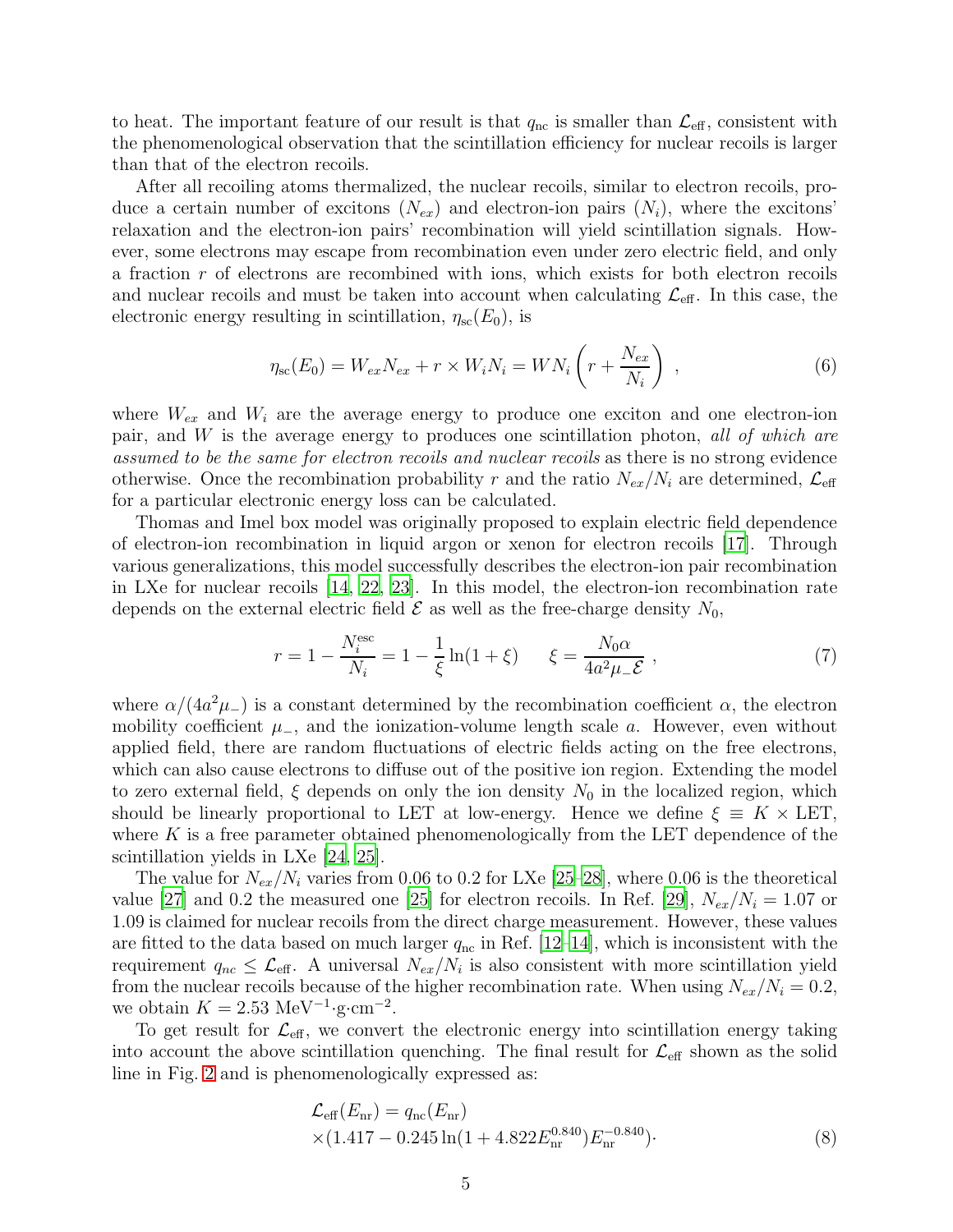to heat. The important feature of our result is that $q_{\rm nc}$ is smaller than $\mathcal{L}_{\rm eff}$, consistent with the phenomenological observation that the scintillation efficiency for nuclear recoils is larger than that of the electron recoils.

After all recoiling atoms thermalized, the nuclear recoils, similar to electron recoils, produce a certain number of excitons ($N_{ex}$) and electron-ion pairs ($N_i$), where the excitons' relaxation and the electron-ion pairs' recombination will yield scintillation signals. However, some electrons may escape from recombination even under zero electric field, and only a fraction $r$ of electrons are recombined with ions, which exists for both electron recoils and nuclear recoils and must be taken into account when calculating $\mathcal{L}_{\rm eff}$. In this case, the electronic energy resulting in scintillation, $\eta_{\rm sc}(E_0)$, is

$$\eta_{\rm sc}(E_0) = W_{ex}N_{ex} + r \times W_i N_i = W N_i \left( r + \frac{N_{ex}}{N_i} \right) \ , \tag{6}$$

where $W_{ex}$ and $W_i$ are the average energy to produce one exciton and one electron-ion pair, and $W$ is the average energy to produces one scintillation photon, *all of which are assumed to be the same for electron recoils and nuclear recoils* as there is no strong evidence otherwise. Once the recombination probability $r$ and the ratio $N_{ex}/N_i$ are determined, $\mathcal{L}_{\rm eff}$ for a particular electronic energy loss can be calculated.

Thomas and Imel box model was originally proposed to explain electric field dependence of electron-ion recombination in liquid argon or xenon for electron recoils [17]. Through various generalizations, this model successfully describes the electron-ion pair recombination in LXe for nuclear recoils [14, 22, 23]. In this model, the electron-ion recombination rate depends on the external electric field $\mathcal{E}$ as well as the free-charge density $N_0$,

$$r = 1 - \frac{N_i^{\rm esc}}{N_i} = 1 - \frac{1}{\xi}\ln(1+\xi) \qquad \xi = \frac{N_0 \alpha}{4a^2\mu_- \mathcal{E}} \ , \tag{7}$$

where $\alpha/(4a^2\mu_-)$ is a constant determined by the recombination coefficient $\alpha$, the electron mobility coefficient $\mu_-$, and the ionization-volume length scale $a$. However, even without applied field, there are random fluctuations of electric fields acting on the free electrons, which can also cause electrons to diffuse out of the positive ion region. Extending the model to zero external field, $\xi$ depends on only the ion density $N_0$ in the localized region, which should be linearly proportional to LET at low-energy. Hence we define $\xi \equiv K \times {\rm LET}$, where $K$ is a free parameter obtained phenomenologically from the LET dependence of the scintillation yields in LXe [24, 25].

The value for $N_{ex}/N_i$ varies from 0.06 to 0.2 for LXe [25–28], where 0.06 is the theoretical value [27] and 0.2 the measured one [25] for electron recoils. In Ref. [29], $N_{ex}/N_i = 1.07$ or 1.09 is claimed for nuclear recoils from the direct charge measurement. However, these values are fitted to the data based on much larger $q_{\rm nc}$ in Ref. [12–14], which is inconsistent with the requirement $q_{nc} \leq \mathcal{L}_{\rm eff}$. A universal $N_{ex}/N_i$ is also consistent with more scintillation yield from the nuclear recoils because of the higher recombination rate. When using $N_{ex}/N_i = 0.2$, we obtain $K = 2.53$ MeV$^{-1}$·g·cm$^{-2}$.

To get result for $\mathcal{L}_{\rm eff}$, we convert the electronic energy into scintillation energy taking into account the above scintillation quenching. The final result for $\mathcal{L}_{\rm eff}$ shown as the solid line in Fig. 2 and is phenomenologically expressed as:

$$\begin{aligned} &\mathcal{L}_{\rm eff}(E_{\rm nr}) = q_{\rm nc}(E_{\rm nr}) \\ &\times (1.417 - 0.245\ln(1 + 4.822 E_{\rm nr}^{0.840}) E_{\rm nr}^{-0.840}) \cdot \end{aligned} \tag{8}$$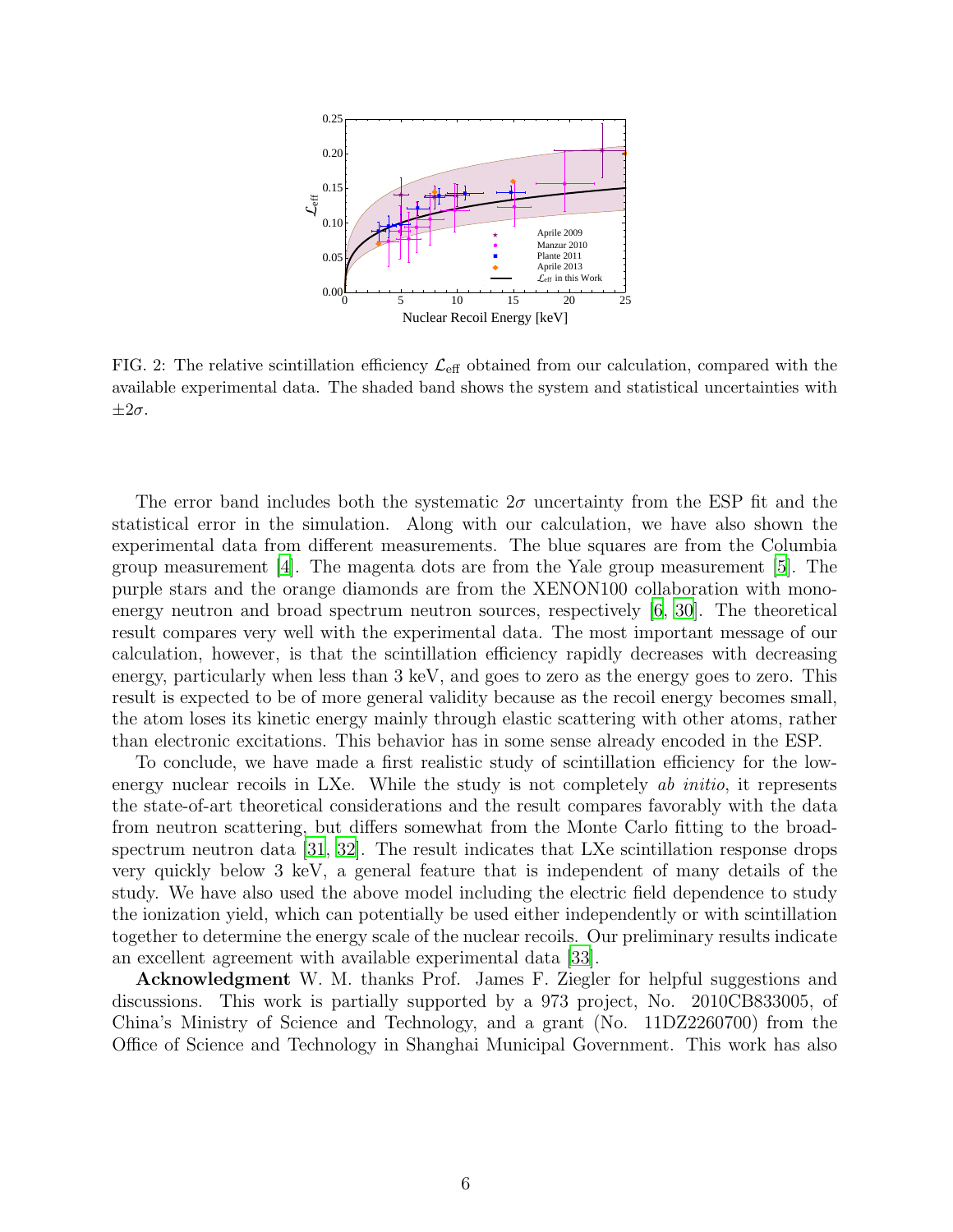0.25
0.20
0.15
0.10
0.05
0.00

$\mathcal{L}_{\rm eff}$

0 5 10 15 20 25

Nuclear Recoil Energy [keV]

Aprile 2009
Manzur 2010
Plante 2011
Aprile 2013
$\mathcal{L}_{\rm eff}$ in this Work

FIG. 2: The relative scintillation efficiency $\mathcal{L}_{\rm eff}$ obtained from our calculation, compared with the available experimental data. The shaded band shows the system and statistical uncertainties with $\pm 2\sigma$.

The error band includes both the systematic $2\sigma$ uncertainty from the ESP fit and the statistical error in the simulation. Along with our calculation, we have also shown the experimental data from different measurements. The blue squares are from the Columbia group measurement [4]. The magenta dots are from the Yale group measurement [5]. The purple stars and the orange diamonds are from the XENON100 collaboration with mono-energy neutron and broad spectrum neutron sources, respectively [6, 30]. The theoretical result compares very well with the experimental data. The most important message of our calculation, however, is that the scintillation efficiency rapidly decreases with decreasing energy, particularly when less than 3 keV, and goes to zero as the energy goes to zero. This result is expected to be of more general validity because as the recoil energy becomes small, the atom loses its kinetic energy mainly through elastic scattering with other atoms, rather than electronic excitations. This behavior has in some sense already encoded in the ESP.

To conclude, we have made a first realistic study of scintillation efficiency for the low-energy nuclear recoils in LXe. While the study is not completely *ab initio*, it represents the state-of-art theoretical considerations and the result compares favorably with the data from neutron scattering, but differs somewhat from the Monte Carlo fitting to the broad-spectrum neutron data [31, 32]. The result indicates that LXe scintillation response drops very quickly below 3 keV, a general feature that is independent of many details of the study. We have also used the above model including the electric field dependence to study the ionization yield, which can potentially be used either independently or with scintillation together to determine the energy scale of the nuclear recoils. Our preliminary results indicate an excellent agreement with available experimental data [33].

**Acknowledgment** W. M. thanks Prof. James F. Ziegler for helpful suggestions and discussions. This work is partially supported by a 973 project, No. 2010CB833005, of China's Ministry of Science and Technology, and a grant (No. 11DZ2260700) from the Office of Science and Technology in Shanghai Municipal Government. This work has also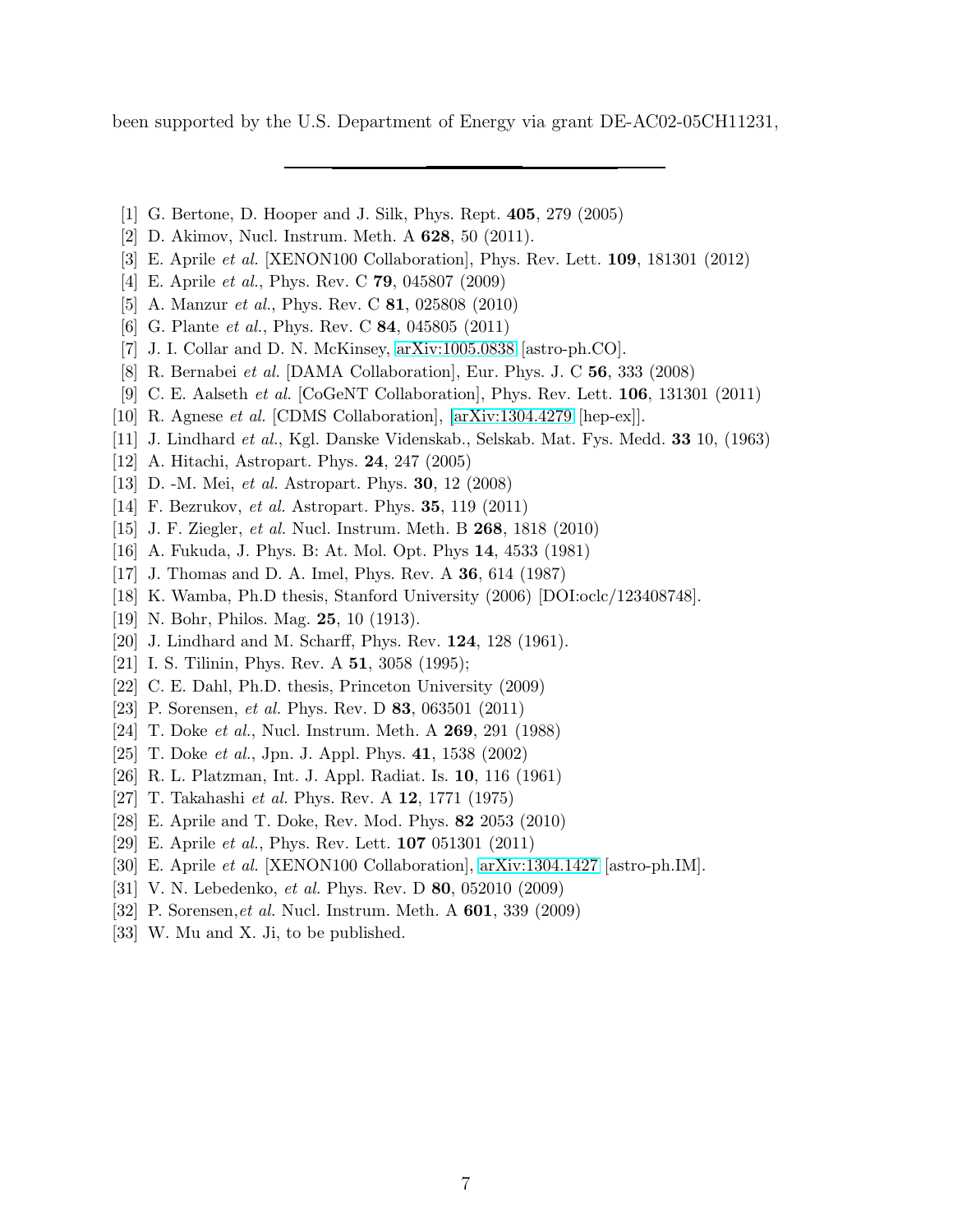been supported by the U.S. Department of Energy via grant DE-AC02-05CH11231,

---

[1] G. Bertone, D. Hooper and J. Silk, Phys. Rept. **405**, 279 (2005)
[2] D. Akimov, Nucl. Instrum. Meth. A **628**, 50 (2011).
[3] E. Aprile *et al.* [XENON100 Collaboration], Phys. Rev. Lett. **109**, 181301 (2012)
[4] E. Aprile *et al.*, Phys. Rev. C **79**, 045807 (2009)
[5] A. Manzur *et al.*, Phys. Rev. C **81**, 025808 (2010)
[6] G. Plante *et al.*, Phys. Rev. C **84**, 045805 (2011)
[7] J. I. Collar and D. N. McKinsey, arXiv:1005.0838 [astro-ph.CO].
[8] R. Bernabei *et al.* [DAMA Collaboration], Eur. Phys. J. C **56**, 333 (2008)
[9] C. E. Aalseth *et al.* [CoGeNT Collaboration], Phys. Rev. Lett. **106**, 131301 (2011)
[10] R. Agnese *et al.* [CDMS Collaboration], [arXiv:1304.4279 [hep-ex]].
[11] J. Lindhard *et al.*, Kgl. Danske Videnskab., Selskab. Mat. Fys. Medd. **33** 10, (1963)
[12] A. Hitachi, Astropart. Phys. **24**, 247 (2005)
[13] D. -M. Mei, *et al.* Astropart. Phys. **30**, 12 (2008)
[14] F. Bezrukov, *et al.* Astropart. Phys. **35**, 119 (2011)
[15] J. F. Ziegler, *et al.* Nucl. Instrum. Meth. B **268**, 1818 (2010)
[16] A. Fukuda, J. Phys. B: At. Mol. Opt. Phys **14**, 4533 (1981)
[17] J. Thomas and D. A. Imel, Phys. Rev. A **36**, 614 (1987)
[18] K. Wamba, Ph.D thesis, Stanford University (2006) [DOI:oclc/123408748].
[19] N. Bohr, Philos. Mag. **25**, 10 (1913).
[20] J. Lindhard and M. Scharff, Phys. Rev. **124**, 128 (1961).
[21] I. S. Tilinin, Phys. Rev. A **51**, 3058 (1995);
[22] C. E. Dahl, Ph.D. thesis, Princeton University (2009)
[23] P. Sorensen, *et al.* Phys. Rev. D **83**, 063501 (2011)
[24] T. Doke *et al.*, Nucl. Instrum. Meth. A **269**, 291 (1988)
[25] T. Doke *et al.*, Jpn. J. Appl. Phys. **41**, 1538 (2002)
[26] R. L. Platzman, Int. J. Appl. Radiat. Is. **10**, 116 (1961)
[27] T. Takahashi *et al.* Phys. Rev. A **12**, 1771 (1975)
[28] E. Aprile and T. Doke, Rev. Mod. Phys. **82** 2053 (2010)
[29] E. Aprile *et al.*, Phys. Rev. Lett. **107** 051301 (2011)
[30] E. Aprile *et al.* [XENON100 Collaboration], arXiv:1304.1427 [astro-ph.IM].
[31] V. N. Lebedenko, *et al.* Phys. Rev. D **80**, 052010 (2009)
[32] P. Sorensen,*et al.* Nucl. Instrum. Meth. A **601**, 339 (2009)
[33] W. Mu and X. Ji, to be published.